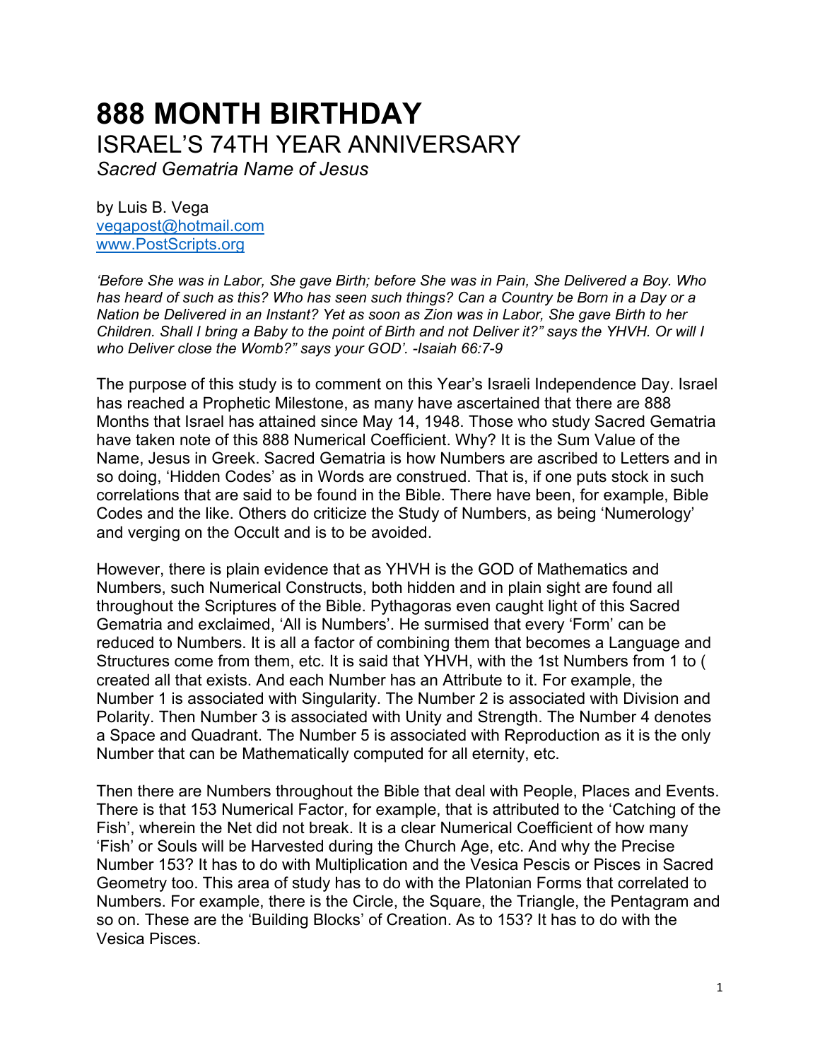# 888 MONTH BIRTHDAY

## ISRAEL'S 74TH YEAR ANNIVERSARY

*Sacred Gematria Name of Jesus*

by Luis B. Vega
vegapost@hotmail.com
www.PostScripts.org

*'Before She was in Labor, She gave Birth; before She was in Pain, She Delivered a Boy. Who has heard of such as this? Who has seen such things? Can a Country be Born in a Day or a Nation be Delivered in an Instant? Yet as soon as Zion was in Labor, She gave Birth to her Children. Shall I bring a Baby to the point of Birth and not Deliver it?" says the YHVH. Or will I who Deliver close the Womb?" says your GOD'. -Isaiah 66:7-9*

The purpose of this study is to comment on this Year's Israeli Independence Day. Israel has reached a Prophetic Milestone, as many have ascertained that there are 888 Months that Israel has attained since May 14, 1948. Those who study Sacred Gematria have taken note of this 888 Numerical Coefficient. Why? It is the Sum Value of the Name, Jesus in Greek. Sacred Gematria is how Numbers are ascribed to Letters and in so doing, 'Hidden Codes' as in Words are construed. That is, if one puts stock in such correlations that are said to be found in the Bible. There have been, for example, Bible Codes and the like. Others do criticize the Study of Numbers, as being 'Numerology' and verging on the Occult and is to be avoided.

However, there is plain evidence that as YHVH is the GOD of Mathematics and Numbers, such Numerical Constructs, both hidden and in plain sight are found all throughout the Scriptures of the Bible. Pythagoras even caught light of this Sacred Gematria and exclaimed, 'All is Numbers'. He surmised that every 'Form' can be reduced to Numbers. It is all a factor of combining them that becomes a Language and Structures come from them, etc. It is said that YHVH, with the 1st Numbers from 1 to ( created all that exists. And each Number has an Attribute to it. For example, the Number 1 is associated with Singularity. The Number 2 is associated with Division and Polarity. Then Number 3 is associated with Unity and Strength. The Number 4 denotes a Space and Quadrant. The Number 5 is associated with Reproduction as it is the only Number that can be Mathematically computed for all eternity, etc.

Then there are Numbers throughout the Bible that deal with People, Places and Events. There is that 153 Numerical Factor, for example, that is attributed to the 'Catching of the Fish', wherein the Net did not break. It is a clear Numerical Coefficient of how many 'Fish' or Souls will be Harvested during the Church Age, etc. And why the Precise Number 153? It has to do with Multiplication and the Vesica Pescis or Pisces in Sacred Geometry too. This area of study has to do with the Platonian Forms that correlated to Numbers. For example, there is the Circle, the Square, the Triangle, the Pentagram and so on. These are the 'Building Blocks' of Creation. As to 153? It has to do with the Vesica Pisces.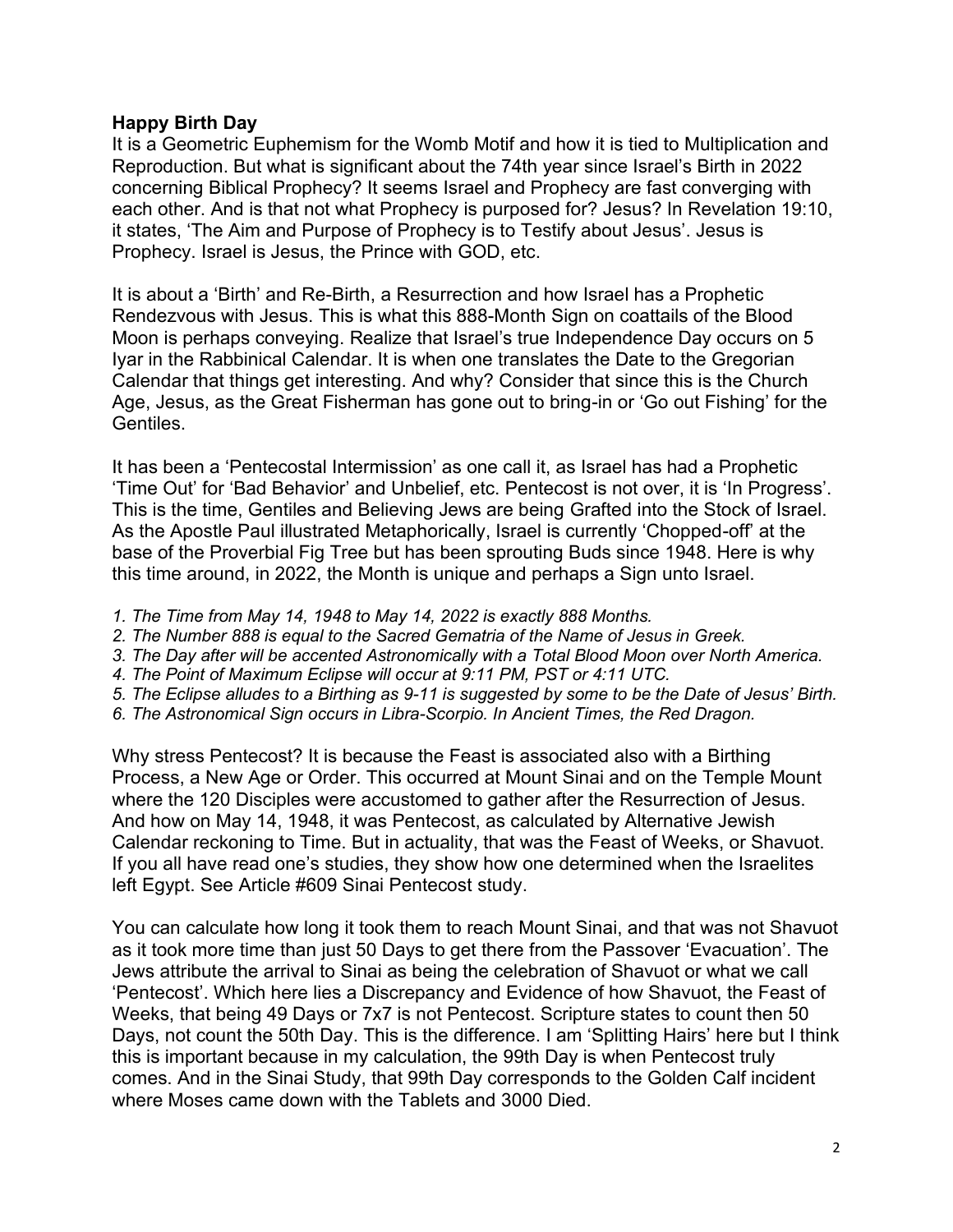**Happy Birth Day**

It is a Geometric Euphemism for the Womb Motif and how it is tied to Multiplication and Reproduction. But what is significant about the 74th year since Israel's Birth in 2022 concerning Biblical Prophecy? It seems Israel and Prophecy are fast converging with each other. And is that not what Prophecy is purposed for? Jesus? In Revelation 19:10, it states, 'The Aim and Purpose of Prophecy is to Testify about Jesus'. Jesus is Prophecy. Israel is Jesus, the Prince with GOD, etc.

It is about a 'Birth' and Re-Birth, a Resurrection and how Israel has a Prophetic Rendezvous with Jesus. This is what this 888-Month Sign on coattails of the Blood Moon is perhaps conveying. Realize that Israel's true Independence Day occurs on 5 Iyar in the Rabbinical Calendar. It is when one translates the Date to the Gregorian Calendar that things get interesting. And why? Consider that since this is the Church Age, Jesus, as the Great Fisherman has gone out to bring-in or 'Go out Fishing' for the Gentiles.

It has been a 'Pentecostal Intermission' as one call it, as Israel has had a Prophetic 'Time Out' for 'Bad Behavior' and Unbelief, etc. Pentecost is not over, it is 'In Progress'. This is the time, Gentiles and Believing Jews are being Grafted into the Stock of Israel. As the Apostle Paul illustrated Metaphorically, Israel is currently 'Chopped-off' at the base of the Proverbial Fig Tree but has been sprouting Buds since 1948. Here is why this time around, in 2022, the Month is unique and perhaps a Sign unto Israel.

1. *The Time from May 14, 1948 to May 14, 2022 is exactly 888 Months.*
2. *The Number 888 is equal to the Sacred Gematria of the Name of Jesus in Greek.*
3. *The Day after will be accented Astronomically with a Total Blood Moon over North America.*
4. *The Point of Maximum Eclipse will occur at 9:11 PM, PST or 4:11 UTC.*
5. *The Eclipse alludes to a Birthing as 9-11 is suggested by some to be the Date of Jesus' Birth.*
6. *The Astronomical Sign occurs in Libra-Scorpio. In Ancient Times, the Red Dragon.*

Why stress Pentecost? It is because the Feast is associated also with a Birthing Process, a New Age or Order. This occurred at Mount Sinai and on the Temple Mount where the 120 Disciples were accustomed to gather after the Resurrection of Jesus. And how on May 14, 1948, it was Pentecost, as calculated by Alternative Jewish Calendar reckoning to Time. But in actuality, that was the Feast of Weeks, or Shavuot. If you all have read one's studies, they show how one determined when the Israelites left Egypt. See Article #609 Sinai Pentecost study.

You can calculate how long it took them to reach Mount Sinai, and that was not Shavuot as it took more time than just 50 Days to get there from the Passover 'Evacuation'. The Jews attribute the arrival to Sinai as being the celebration of Shavuot or what we call 'Pentecost'. Which here lies a Discrepancy and Evidence of how Shavuot, the Feast of Weeks, that being 49 Days or 7x7 is not Pentecost. Scripture states to count then 50 Days, not count the 50th Day. This is the difference. I am 'Splitting Hairs' here but I think this is important because in my calculation, the 99th Day is when Pentecost truly comes. And in the Sinai Study, that 99th Day corresponds to the Golden Calf incident where Moses came down with the Tablets and 3000 Died.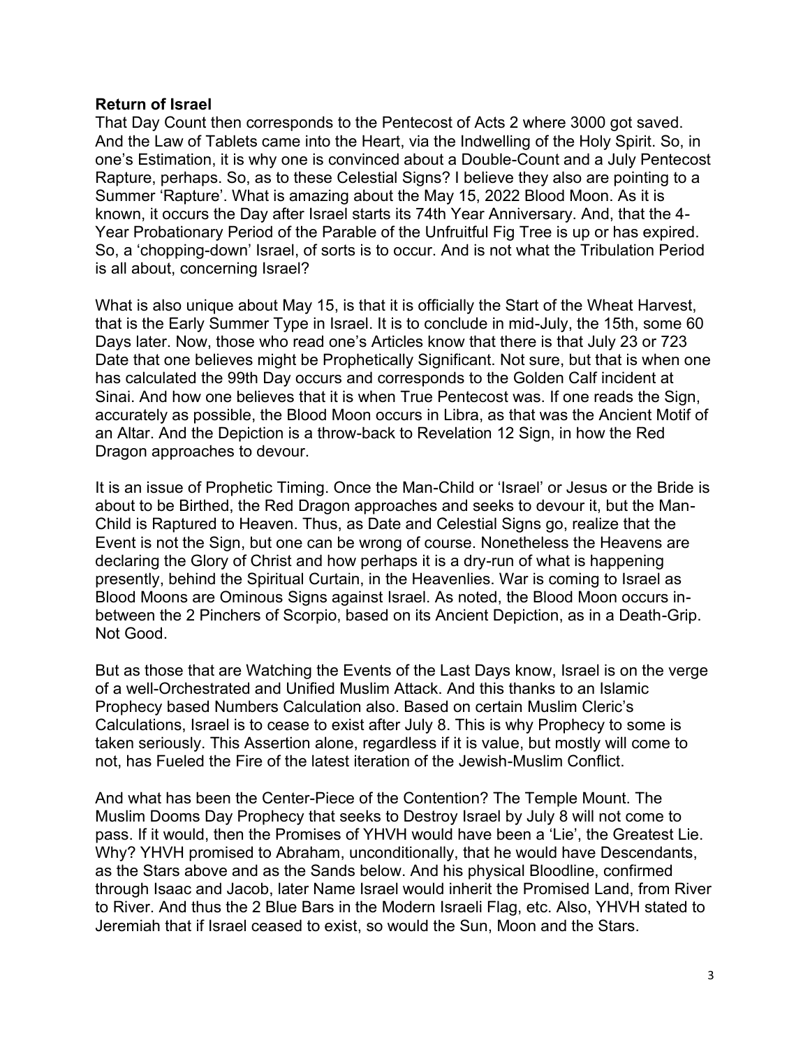**Return of Israel**

That Day Count then corresponds to the Pentecost of Acts 2 where 3000 got saved. And the Law of Tablets came into the Heart, via the Indwelling of the Holy Spirit. So, in one's Estimation, it is why one is convinced about a Double-Count and a July Pentecost Rapture, perhaps. So, as to these Celestial Signs? I believe they also are pointing to a Summer 'Rapture'. What is amazing about the May 15, 2022 Blood Moon. As it is known, it occurs the Day after Israel starts its 74th Year Anniversary. And, that the 4-Year Probationary Period of the Parable of the Unfruitful Fig Tree is up or has expired. So, a 'chopping-down' Israel, of sorts is to occur. And is not what the Tribulation Period is all about, concerning Israel?

What is also unique about May 15, is that it is officially the Start of the Wheat Harvest, that is the Early Summer Type in Israel. It is to conclude in mid-July, the 15th, some 60 Days later. Now, those who read one's Articles know that there is that July 23 or 723 Date that one believes might be Prophetically Significant. Not sure, but that is when one has calculated the 99th Day occurs and corresponds to the Golden Calf incident at Sinai. And how one believes that it is when True Pentecost was. If one reads the Sign, accurately as possible, the Blood Moon occurs in Libra, as that was the Ancient Motif of an Altar. And the Depiction is a throw-back to Revelation 12 Sign, in how the Red Dragon approaches to devour.

It is an issue of Prophetic Timing. Once the Man-Child or 'Israel' or Jesus or the Bride is about to be Birthed, the Red Dragon approaches and seeks to devour it, but the Man-Child is Raptured to Heaven. Thus, as Date and Celestial Signs go, realize that the Event is not the Sign, but one can be wrong of course. Nonetheless the Heavens are declaring the Glory of Christ and how perhaps it is a dry-run of what is happening presently, behind the Spiritual Curtain, in the Heavenlies. War is coming to Israel as Blood Moons are Ominous Signs against Israel. As noted, the Blood Moon occurs in-between the 2 Pinchers of Scorpio, based on its Ancient Depiction, as in a Death-Grip. Not Good.

But as those that are Watching the Events of the Last Days know, Israel is on the verge of a well-Orchestrated and Unified Muslim Attack. And this thanks to an Islamic Prophecy based Numbers Calculation also. Based on certain Muslim Cleric's Calculations, Israel is to cease to exist after July 8. This is why Prophecy to some is taken seriously. This Assertion alone, regardless if it is value, but mostly will come to not, has Fueled the Fire of the latest iteration of the Jewish-Muslim Conflict.

And what has been the Center-Piece of the Contention? The Temple Mount. The Muslim Dooms Day Prophecy that seeks to Destroy Israel by July 8 will not come to pass. If it would, then the Promises of YHVH would have been a 'Lie', the Greatest Lie. Why? YHVH promised to Abraham, unconditionally, that he would have Descendants, as the Stars above and as the Sands below. And his physical Bloodline, confirmed through Isaac and Jacob, later Name Israel would inherit the Promised Land, from River to River. And thus the 2 Blue Bars in the Modern Israeli Flag, etc. Also, YHVH stated to Jeremiah that if Israel ceased to exist, so would the Sun, Moon and the Stars.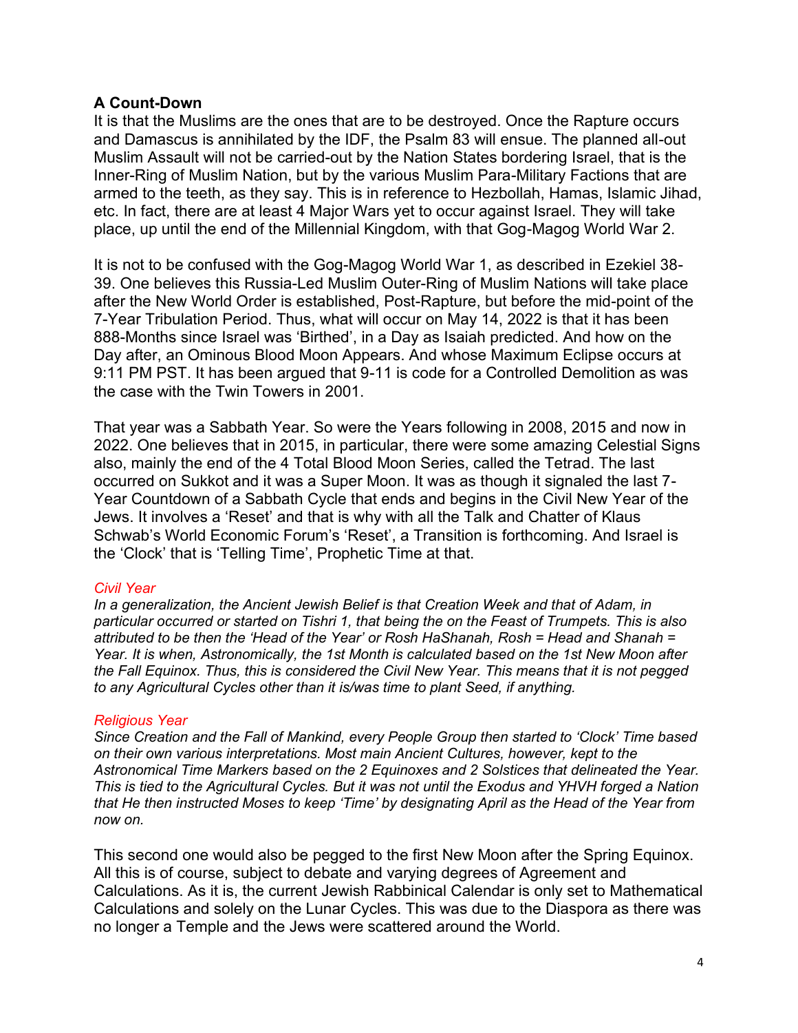### A Count-Down

It is that the Muslims are the ones that are to be destroyed. Once the Rapture occurs and Damascus is annihilated by the IDF, the Psalm 83 will ensue. The planned all-out Muslim Assault will not be carried-out by the Nation States bordering Israel, that is the Inner-Ring of Muslim Nation, but by the various Muslim Para-Military Factions that are armed to the teeth, as they say. This is in reference to Hezbollah, Hamas, Islamic Jihad, etc. In fact, there are at least 4 Major Wars yet to occur against Israel. They will take place, up until the end of the Millennial Kingdom, with that Gog-Magog World War 2.

It is not to be confused with the Gog-Magog World War 1, as described in Ezekiel 38-39. One believes this Russia-Led Muslim Outer-Ring of Muslim Nations will take place after the New World Order is established, Post-Rapture, but before the mid-point of the 7-Year Tribulation Period. Thus, what will occur on May 14, 2022 is that it has been 888-Months since Israel was 'Birthed', in a Day as Isaiah predicted. And how on the Day after, an Ominous Blood Moon Appears. And whose Maximum Eclipse occurs at 9:11 PM PST. It has been argued that 9-11 is code for a Controlled Demolition as was the case with the Twin Towers in 2001.

That year was a Sabbath Year. So were the Years following in 2008, 2015 and now in 2022. One believes that in 2015, in particular, there were some amazing Celestial Signs also, mainly the end of the 4 Total Blood Moon Series, called the Tetrad. The last occurred on Sukkot and it was a Super Moon. It was as though it signaled the last 7-Year Countdown of a Sabbath Cycle that ends and begins in the Civil New Year of the Jews. It involves a 'Reset' and that is why with all the Talk and Chatter of Klaus Schwab's World Economic Forum's 'Reset', a Transition is forthcoming. And Israel is the 'Clock' that is 'Telling Time', Prophetic Time at that.

*Civil Year*

*In a generalization, the Ancient Jewish Belief is that Creation Week and that of Adam, in particular occurred or started on Tishri 1, that being the on the Feast of Trumpets. This is also attributed to be then the 'Head of the Year' or Rosh HaShanah, Rosh = Head and Shanah = Year. It is when, Astronomically, the 1st Month is calculated based on the 1st New Moon after the Fall Equinox. Thus, this is considered the Civil New Year. This means that it is not pegged to any Agricultural Cycles other than it is/was time to plant Seed, if anything.*

*Religious Year*

*Since Creation and the Fall of Mankind, every People Group then started to 'Clock' Time based on their own various interpretations. Most main Ancient Cultures, however, kept to the Astronomical Time Markers based on the 2 Equinoxes and 2 Solstices that delineated the Year. This is tied to the Agricultural Cycles. But it was not until the Exodus and YHVH forged a Nation that He then instructed Moses to keep 'Time' by designating April as the Head of the Year from now on.*

This second one would also be pegged to the first New Moon after the Spring Equinox. All this is of course, subject to debate and varying degrees of Agreement and Calculations. As it is, the current Jewish Rabbinical Calendar is only set to Mathematical Calculations and solely on the Lunar Cycles. This was due to the Diaspora as there was no longer a Temple and the Jews were scattered around the World.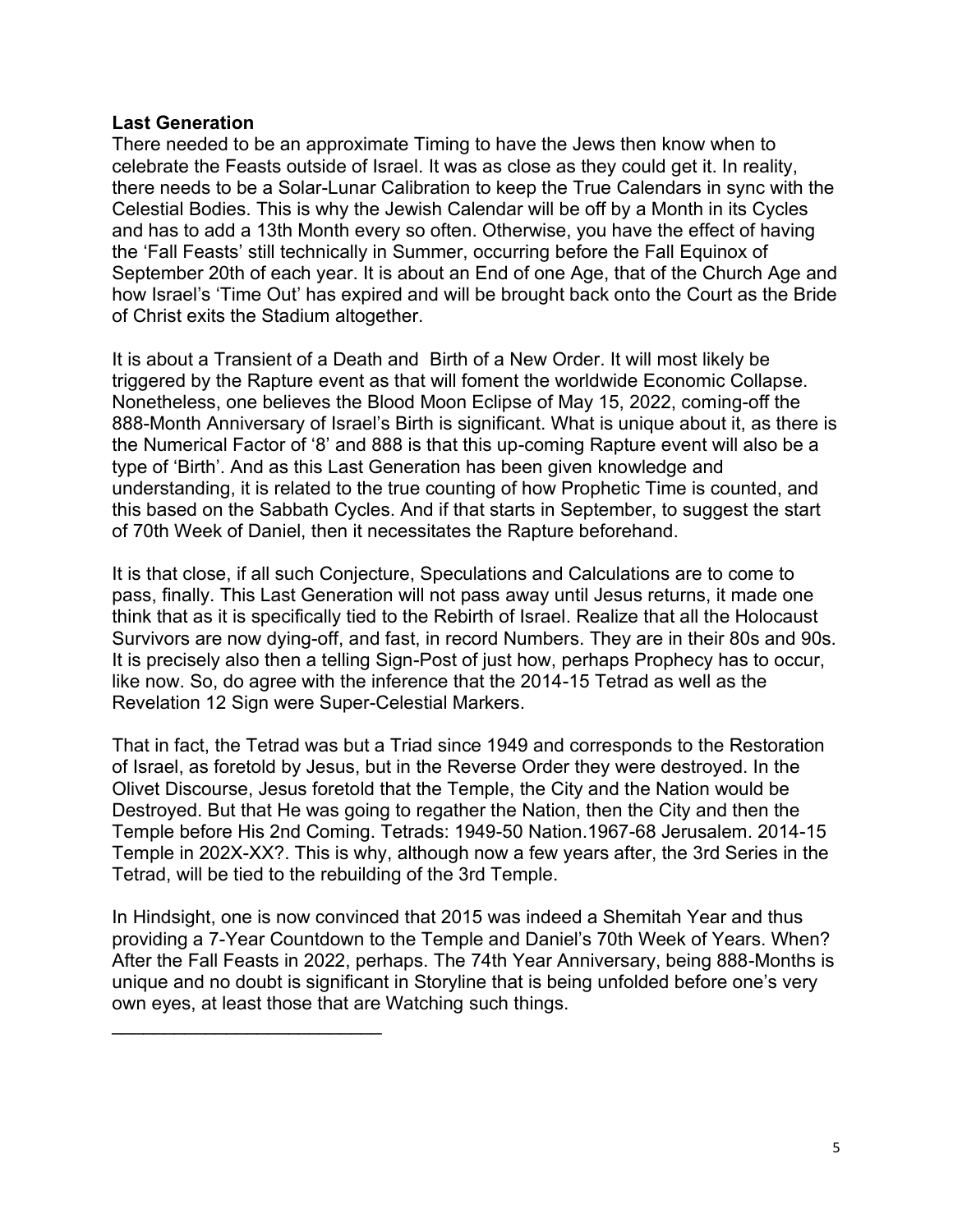**Last Generation**

There needed to be an approximate Timing to have the Jews then know when to celebrate the Feasts outside of Israel. It was as close as they could get it. In reality, there needs to be a Solar-Lunar Calibration to keep the True Calendars in sync with the Celestial Bodies. This is why the Jewish Calendar will be off by a Month in its Cycles and has to add a 13th Month every so often. Otherwise, you have the effect of having the 'Fall Feasts' still technically in Summer, occurring before the Fall Equinox of September 20th of each year. It is about an End of one Age, that of the Church Age and how Israel's 'Time Out' has expired and will be brought back onto the Court as the Bride of Christ exits the Stadium altogether.

It is about a Transient of a Death and Birth of a New Order. It will most likely be triggered by the Rapture event as that will foment the worldwide Economic Collapse. Nonetheless, one believes the Blood Moon Eclipse of May 15, 2022, coming-off the 888-Month Anniversary of Israel's Birth is significant. What is unique about it, as there is the Numerical Factor of '8' and 888 is that this up-coming Rapture event will also be a type of 'Birth'. And as this Last Generation has been given knowledge and understanding, it is related to the true counting of how Prophetic Time is counted, and this based on the Sabbath Cycles. And if that starts in September, to suggest the start of 70th Week of Daniel, then it necessitates the Rapture beforehand.

It is that close, if all such Conjecture, Speculations and Calculations are to come to pass, finally. This Last Generation will not pass away until Jesus returns, it made one think that as it is specifically tied to the Rebirth of Israel. Realize that all the Holocaust Survivors are now dying-off, and fast, in record Numbers. They are in their 80s and 90s. It is precisely also then a telling Sign-Post of just how, perhaps Prophecy has to occur, like now. So, do agree with the inference that the 2014-15 Tetrad as well as the Revelation 12 Sign were Super-Celestial Markers.

That in fact, the Tetrad was but a Triad since 1949 and corresponds to the Restoration of Israel, as foretold by Jesus, but in the Reverse Order they were destroyed. In the Olivet Discourse, Jesus foretold that the Temple, the City and the Nation would be Destroyed. But that He was going to regather the Nation, then the City and then the Temple before His 2nd Coming. Tetrads: 1949-50 Nation.1967-68 Jerusalem. 2014-15 Temple in 202X-XX?. This is why, although now a few years after, the 3rd Series in the Tetrad, will be tied to the rebuilding of the 3rd Temple.

In Hindsight, one is now convinced that 2015 was indeed a Shemitah Year and thus providing a 7-Year Countdown to the Temple and Daniel's 70th Week of Years. When? After the Fall Feasts in 2022, perhaps. The 74th Year Anniversary, being 888-Months is unique and no doubt is significant in Storyline that is being unfolded before one's very own eyes, at least those that are Watching such things.

___________________________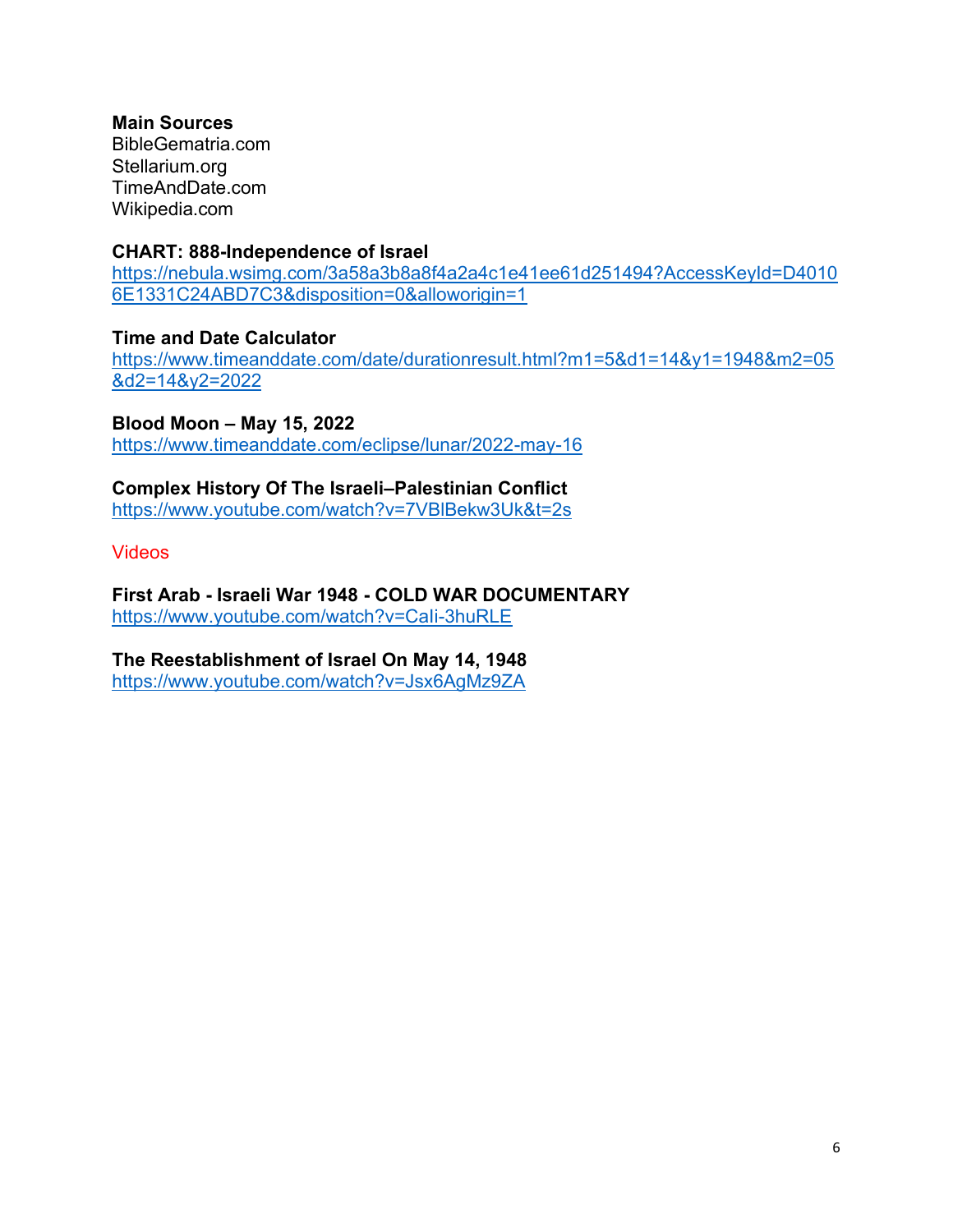**Main Sources**
BibleGematria.com
Stellarium.org
TimeAndDate.com
Wikipedia.com

**CHART: 888-Independence of Israel**
https://nebula.wsimg.com/3a58a3b8a8f4a2a4c1e41ee61d251494?AccessKeyId=D40106E1331C24ABD7C3&disposition=0&alloworigin=1

**Time and Date Calculator**
https://www.timeanddate.com/date/durationresult.html?m1=5&d1=14&y1=1948&m2=05&d2=14&y2=2022

**Blood Moon – May 15, 2022**
https://www.timeanddate.com/eclipse/lunar/2022-may-16

**Complex History Of The Israeli–Palestinian Conflict**
https://www.youtube.com/watch?v=7VBlBekw3Uk&t=2s

Videos

**First Arab - Israeli War 1948 - COLD WAR DOCUMENTARY**
https://www.youtube.com/watch?v=CaIi-3huRLE

**The Reestablishment of Israel On May 14, 1948**
https://www.youtube.com/watch?v=Jsx6AgMz9ZA